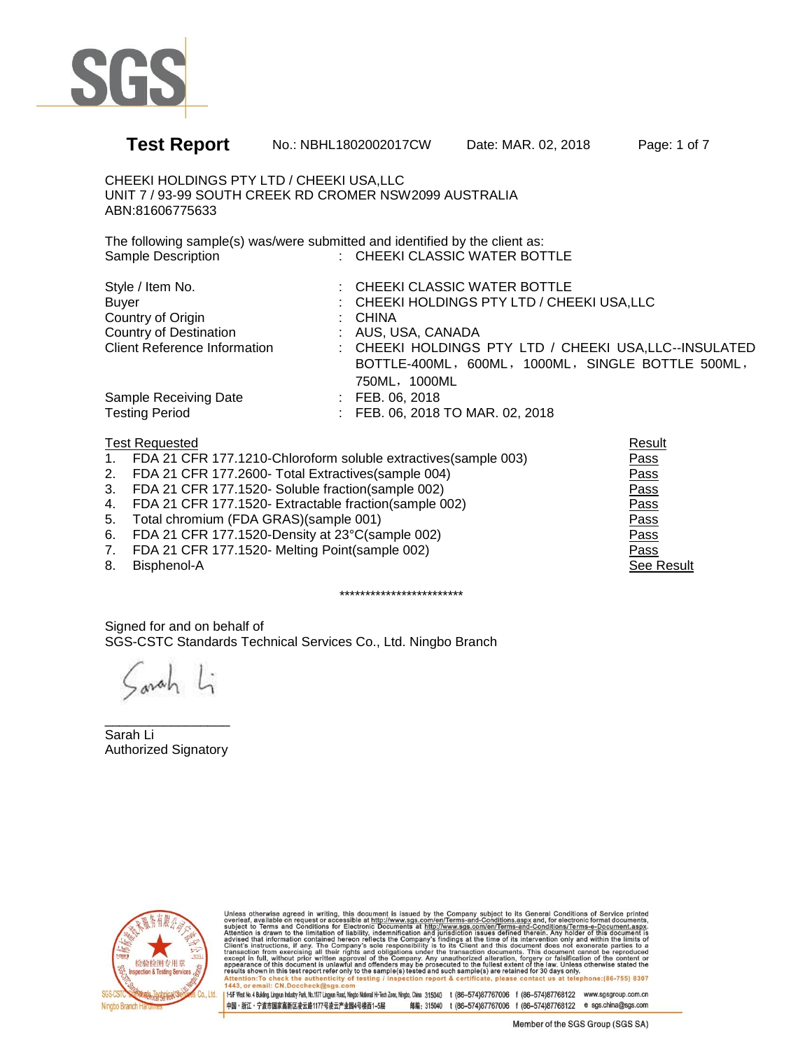# Test Report

No.: NBHL1802002017CW  Date: MAR. 02, 2018

CHEEKI HOLDINGS PTY LTD / CHEEKI USA,LLC
UNIT 7 / 93-99 SOUTH CREEK RD CROMER NSW2099 AUSTRALIA
ABN:81606775633

The following sample(s) was/were submitted and identified by the client as:

| | | |
|---|---|---|
| Sample Description | : | CHEEKI CLASSIC WATER BOTTLE |
| Style / Item No. | : | CHEEKI CLASSIC WATER BOTTLE |
| Buyer | : | CHEEKI HOLDINGS PTY LTD / CHEEKI USA,LLC |
| Country of Origin | : | CHINA |
| Country of Destination | : | AUS, USA, CANADA |
| Client Reference Information | : | CHEEKI HOLDINGS PTY LTD / CHEEKI USA,LLC--INSULATED BOTTLE-400ML，600ML，1000ML，SINGLE BOTTLE 500ML，750ML，1000ML |
| Sample Receiving Date | : | FEB. 06, 2018 |
| Testing Period | : | FEB. 06, 2018 TO MAR. 02, 2018 |

| Test Requested | Result |
|---|---|
| 1. FDA 21 CFR 177.1210-Chloroform soluble extractives(sample 003) | Pass |
| 2. FDA 21 CFR 177.2600- Total Extractives(sample 004) | Pass |
| 3. FDA 21 CFR 177.1520- Soluble fraction(sample 002) | Pass |
| 4. FDA 21 CFR 177.1520- Extractable fraction(sample 002) | Pass |
| 5. Total chromium (FDA GRAS)(sample 001) | Pass |
| 6. FDA 21 CFR 177.1520-Density at 23°C(sample 002) | Pass |
| 7. FDA 21 CFR 177.1520- Melting Point(sample 002) | Pass |
| 8. Bisphenol-A | See Result |

************************

Signed for and on behalf of
SGS-CSTC Standards Technical Services Co., Ltd. Ningbo Branch

Sarah Li
Authorized Signatory

Unless otherwise agreed in writing, this document is issued by the Company subject to its General Conditions of Service printed overleaf, available on request or accessible at http://www.sgs.com/en/Terms-and-Conditions.aspx and, for electronic format documents, subject to Terms and Conditions for Electronic Documents at http://www.sgs.com/en/Terms-and-Conditions/Terms-e-Document.aspx. Attention is drawn to the limitation of liability, indemnification and jurisdiction issues defined therein. Any holder of this document is advised that information contained hereon reflects the Company's findings at the time of its intervention only and within the limits of Client's instructions, if any. The Company's sole responsibility is to its Client and this document does not exonerate parties to a transaction from exercising all their rights and obligations under the transaction documents. This document cannot be reproduced except in full, without prior written approval of the Company. Any unauthorized alteration, forgery or falsification of the content or appearance of this document is unlawful and offenders may be prosecuted to the fullest extent of the law. Unless otherwise stated the results shown in this test report refer only to the sample(s) tested and such sample(s) are retained for 30 days only.
Attention:To check the authenticity of testing / inspection report & certificate, please contact us at telephone:(86-755) 8307 1443, or email: CN.Doccheck@sgs.com

1-5F West No. 4 Building, Lingyun Industry Park, No.1177 Lingyun Road, Ningbo National Hi-Tech Zone, Ningbo, China 315040 t (86-574)87767006 f (86-574)87768122 www.sgsgroup.com.cn
中国・浙江・宁波市国家高新区凌云路1177号凌云产业园4号楼西1-5层 邮编：315040 t (86-574)87767006 f (86-574)87768122 e sgs.china@sgs.com

Member of the SGS Group (SGS SA)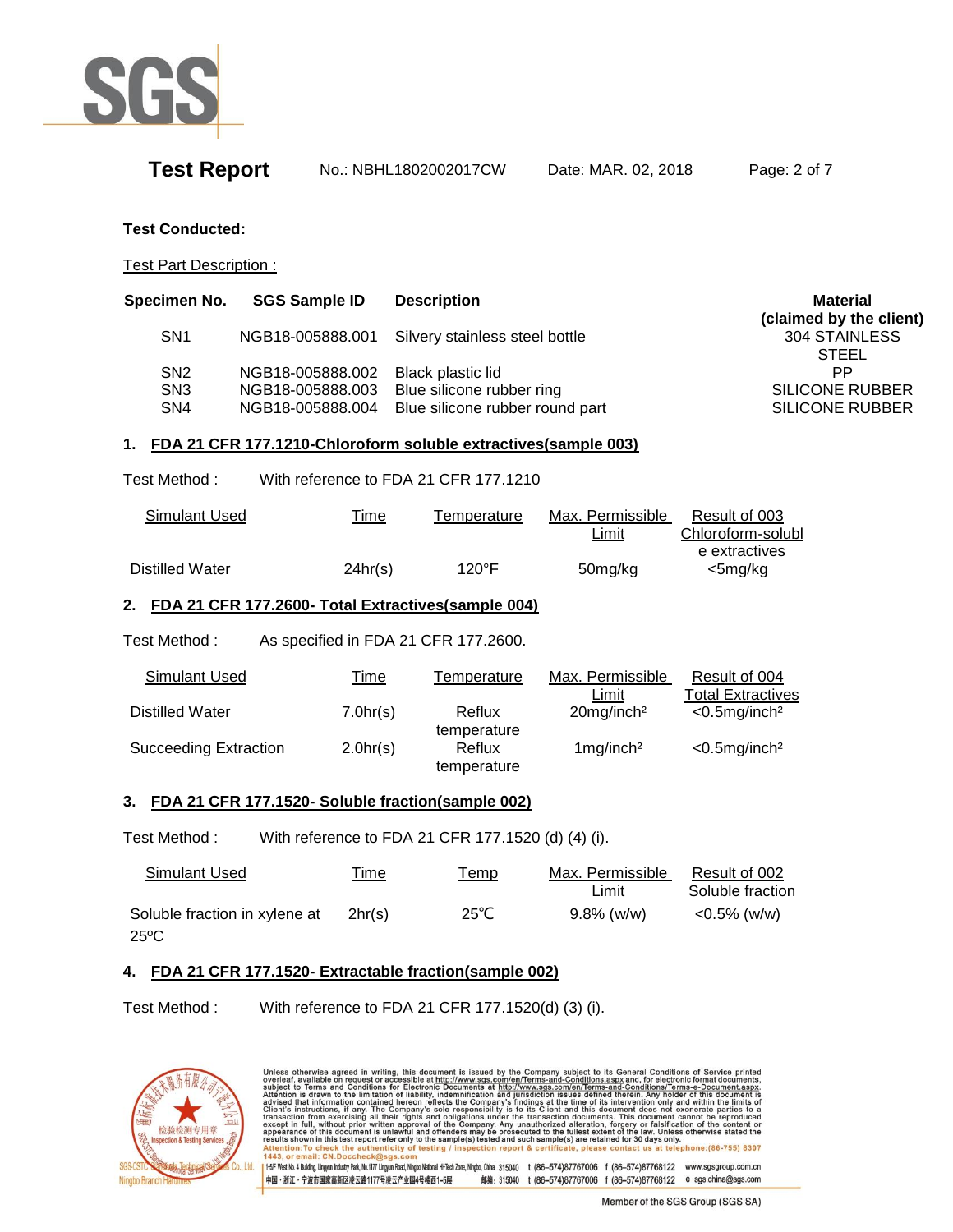**Test Conducted:**

Test Part Description :

| Specimen No. | SGS Sample ID | Description | Material (claimed by the client) |
|---|---|---|---|
| SN1 | NGB18-005888.001 | Silvery stainless steel bottle | 304 STAINLESS STEEL |
| SN2 | NGB18-005888.002 | Black plastic lid | PP |
| SN3 | NGB18-005888.003 | Blue silicone rubber ring | SILICONE RUBBER |
| SN4 | NGB18-005888.004 | Blue silicone rubber round part | SILICONE RUBBER |

## 1. FDA 21 CFR 177.1210-Chloroform soluble extractives(sample 003)

Test Method : With reference to FDA 21 CFR 177.1210

| Simulant Used | Time | Temperature | Max. Permissible Limit | Result of 003 Chloroform-soluble extractives |
|---|---|---|---|---|
| Distilled Water | 24hr(s) | 120°F | 50mg/kg | <5mg/kg |

## 2. FDA 21 CFR 177.2600- Total Extractives(sample 004)

Test Method : As specified in FDA 21 CFR 177.2600.

| Simulant Used | Time | Temperature | Max. Permissible Limit | Result of 004 Total Extractives |
|---|---|---|---|---|
| Distilled Water | 7.0hr(s) | Reflux temperature | 20mg/inch² | <0.5mg/inch² |
| Succeeding Extraction | 2.0hr(s) | Reflux temperature | 1mg/inch² | <0.5mg/inch² |

## 3. FDA 21 CFR 177.1520- Soluble fraction(sample 002)

Test Method : With reference to FDA 21 CFR 177.1520 (d) (4) (i).

| Simulant Used | Time | Temp | Max. Permissible Limit | Result of 002 Soluble fraction |
|---|---|---|---|---|
| Soluble fraction in xylene at 25ºC | 2hr(s) | 25℃ | 9.8% (w/w) | <0.5% (w/w) |

## 4. FDA 21 CFR 177.1520- Extractable fraction(sample 002)

Test Method : With reference to FDA 21 CFR 177.1520(d) (3) (i).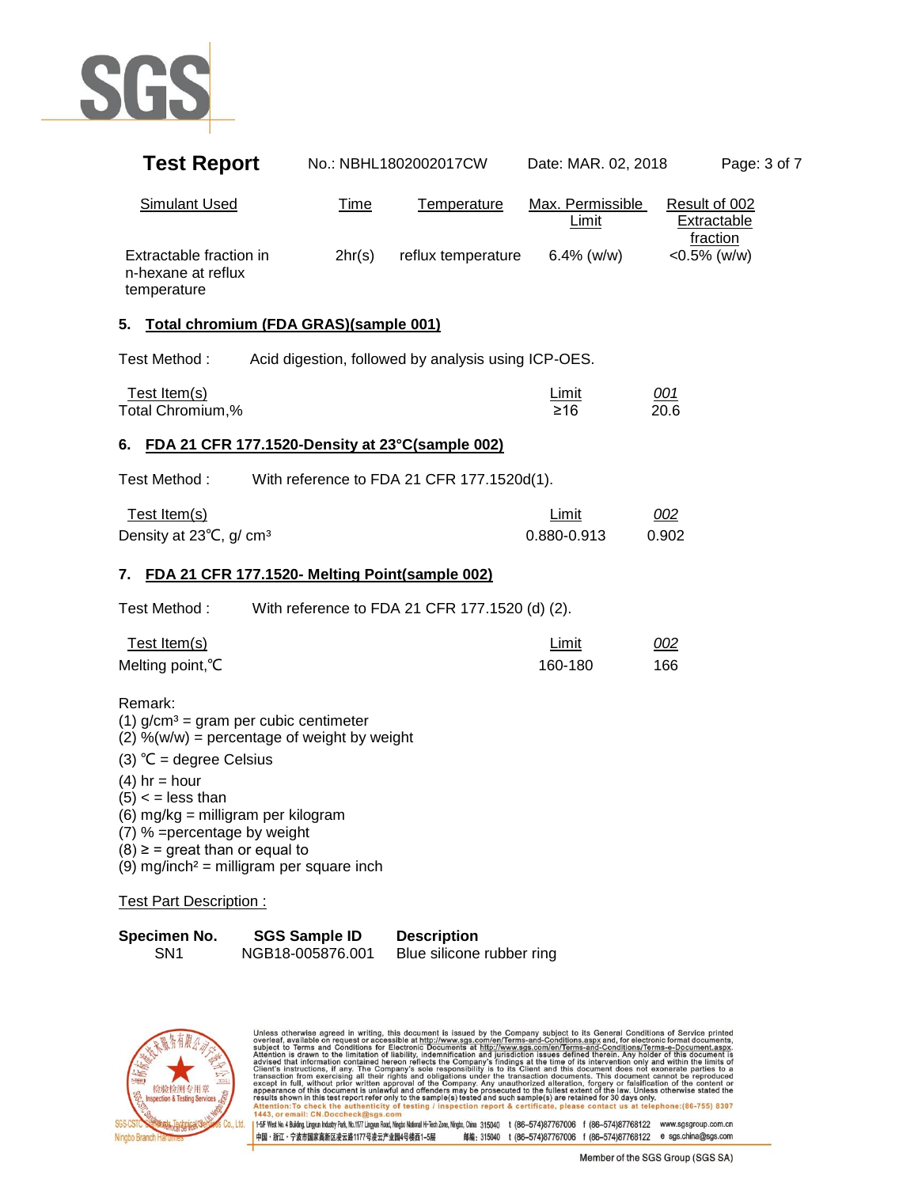| Simulant Used | Time | Temperature | Max. Permissible Limit | Result of 002 Extractable fraction |
|---|---|---|---|---|
| Extractable fraction in n-hexane at reflux temperature | 2hr(s) | reflux temperature | 6.4% (w/w) | <0.5% (w/w) |

### 5. Total chromium (FDA GRAS)(sample 001)

Test Method : Acid digestion, followed by analysis using ICP-OES.

| Test Item(s) | Limit | 001 |
|---|---|---|
| Total Chromium,% | ≥16 | 20.6 |

### 6. FDA 21 CFR 177.1520-Density at 23°C(sample 002)

Test Method : With reference to FDA 21 CFR 177.1520d(1).

| Test Item(s) | Limit | 002 |
|---|---|---|
| Density at 23℃, g/ $cm^3$ | 0.880-0.913 | 0.902 |

### 7. FDA 21 CFR 177.1520- Melting Point(sample 002)

Test Method : With reference to FDA 21 CFR 177.1520 (d) (2).

| Test Item(s) | Limit | 002 |
|---|---|---|
| Melting point,℃ | 160-180 | 166 |

Remark:
(1) $g/cm^3$ = gram per cubic centimeter
(2) %(w/w) = percentage of weight by weight
(3) ℃ = degree Celsius
(4) hr = hour
(5) < = less than
(6) mg/kg = milligram per kilogram
(7) % =percentage by weight
(8) ≥ = great than or equal to
(9) $mg/inch^2$ = milligram per square inch

Test Part Description :

| Specimen No. | SGS Sample ID | Description |
|---|---|---|
| SN1 | NGB18-005876.001 | Blue silicone rubber ring |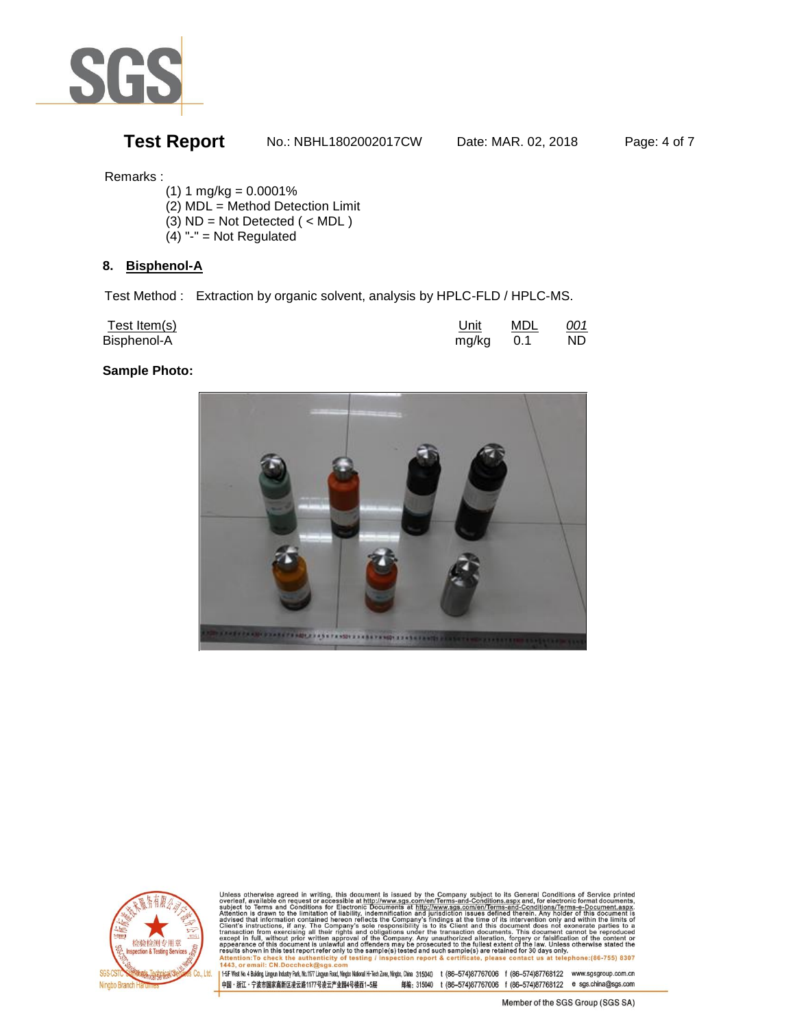Remarks :

(1) 1 mg/kg = 0.0001%
(2) MDL = Method Detection Limit
(3) ND = Not Detected ( < MDL )
(4) "-" = Not Regulated

## 8. Bisphenol-A

Test Method : Extraction by organic solvent, analysis by HPLC-FLD / HPLC-MS.

| Test Item(s) | Unit | MDL | 001 |
|---|---|---|---|
| Bisphenol-A | mg/kg | 0.1 | ND |

**Sample Photo:**

Unless otherwise agreed in writing, this document is issued by the Company subject to its General Conditions of Service printed overleaf, available on request or accessible at http://www.sgs.com/en/Terms-and-Conditions.aspx and, for electronic format documents, subject to Terms and Conditions for Electronic Documents at http://www.sgs.com/en/Terms-and-Conditions/Terms-e-Document.aspx. Attention is drawn to the limitation of liability, indemnification and jurisdiction issues defined therein. Any holder of this document is advised that information contained hereon reflects the Company's findings at the time of its intervention only and within the limits of Client's instructions, if any. The Company's sole responsibility is to its Client and this document does not exonerate parties to a transaction from exercising all their rights and obligations under the transaction documents. This document cannot be reproduced except in full, without prior written approval of the Company. Any unauthorized alteration, forgery or falsification of the content or appearance of this document is unlawful and offenders may be prosecuted to the fullest extent of the law. Unless otherwise stated the results shown in this test report refer only to the sample(s) tested and such sample(s) are retained for 30 days only.
Attention:To check the authenticity of testing / inspection report & certificate, please contact us at telephone:(86-755) 8307 1443, or email: CN.Doccheck@sgs.com

1-5/F West No. 4 Building, Lingyun Industry Park, No.1177 Lingyun Road, Ningbo National Hi-Tech Zone, Ningbo, China 315040 t (86-574)87767006 f (86-574)87768122 www.sgsgroup.com.cn
中国・浙江・宁波市国家高新区凌云路1177号凌云产业园4号楼西1-5层 邮编: 315040 t (86-574)87767006 f (86-574)87768122 e sgs.china@sgs.com

Member of the SGS Group (SGS SA)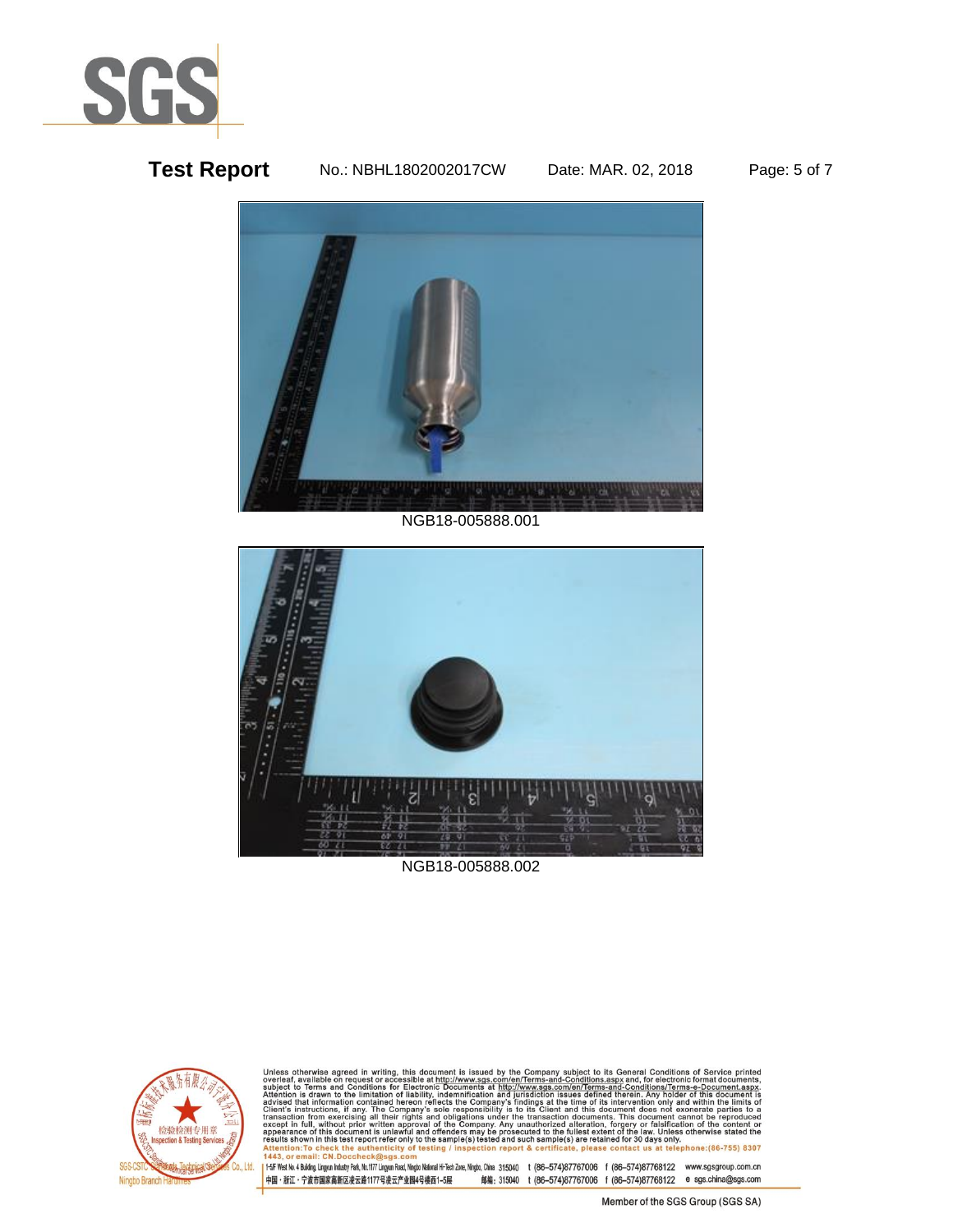NGB18-005888.001

NGB18-005888.002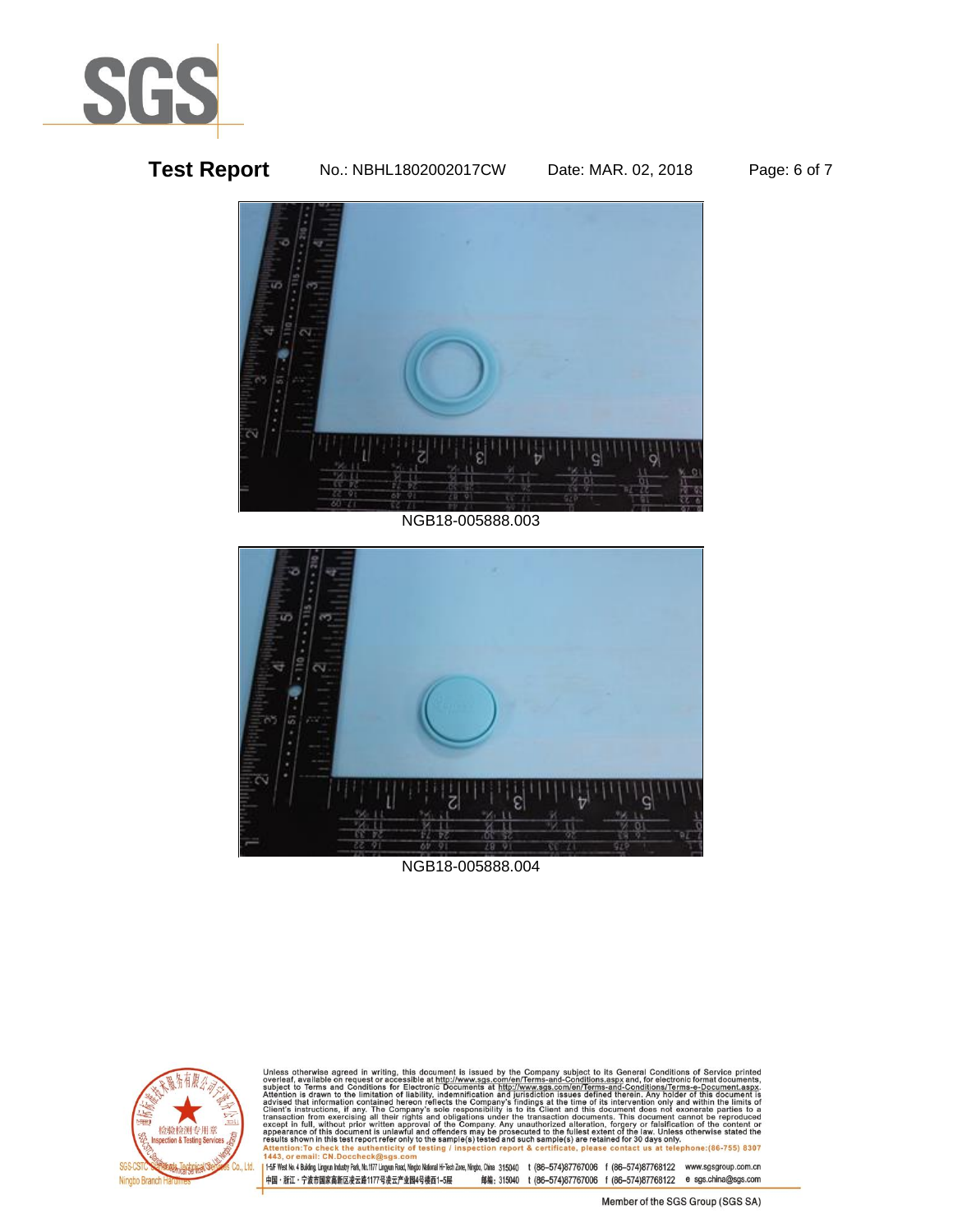NGB18-005888.003

NGB18-005888.004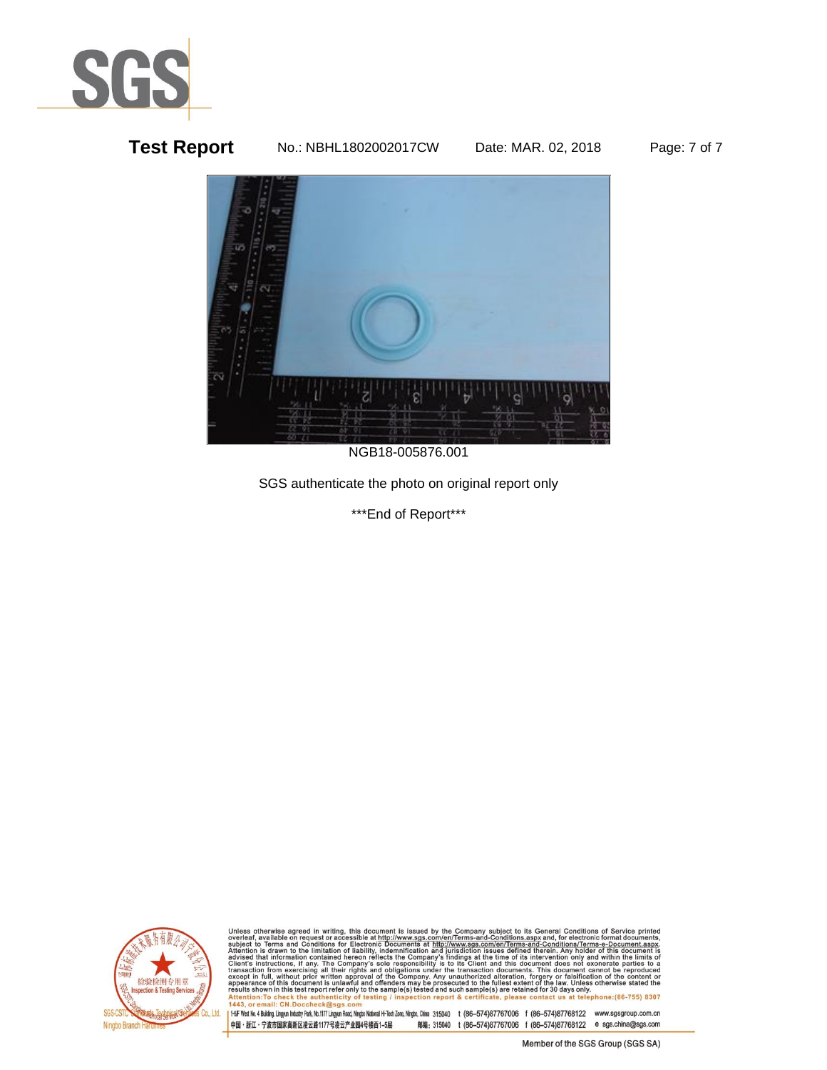NGB18-005876.001

SGS authenticate the photo on original report only

***End of Report***

Unless otherwise agreed in writing, this document is issued by the Company subject to its General Conditions of Service printed overleaf, available on request or accessible at http://www.sgs.com/en/Terms-and-Conditions.aspx and, for electronic format documents, subject to Terms and Conditions for Electronic Documents at http://www.sgs.com/en/Terms-and-Conditions/Terms-e-Document.aspx. Attention is drawn to the limitation of liability, indemnification and jurisdiction issues defined therein. Any holder of this document is advised that information contained hereon reflects the Company's findings at the time of its intervention only and within the limits of Client's instructions, if any. The Company's sole responsibility is to its Client and this document does not exonerate parties to a transaction from exercising all their rights and obligations under the transaction documents. This document cannot be reproduced except in full, without prior written approval of the Company. Any unauthorized alteration, forgery or falsification of the content or appearance of this document is unlawful and offenders may be prosecuted to the fullest extent of the law. Unless otherwise stated the results shown in this test report refer only to the sample(s) tested and such sample(s) are retained for 30 days only.
Attention:To check the authenticity of testing / inspection report & certificate, please contact us at telephone:(86-755) 8307 1443, or email: CN.Doccheck@sgs.com

1-5/F West No. 4 Building, Lingyun Industry Park, No.1177 Lingyun Road, Ningbo National Hi-Tech Zone, Ningbo, China 315040 t (86–574)87767006 f (86–574)87768122 www.sgsgroup.com.cn
中国・浙江・宁波市国家高新区凌云路1177号凌云产业园4号楼西1–5层 邮编: 315040 t (86–574)87767006 f (86–574)87768122 e sgs.china@sgs.com

Member of the SGS Group (SGS SA)